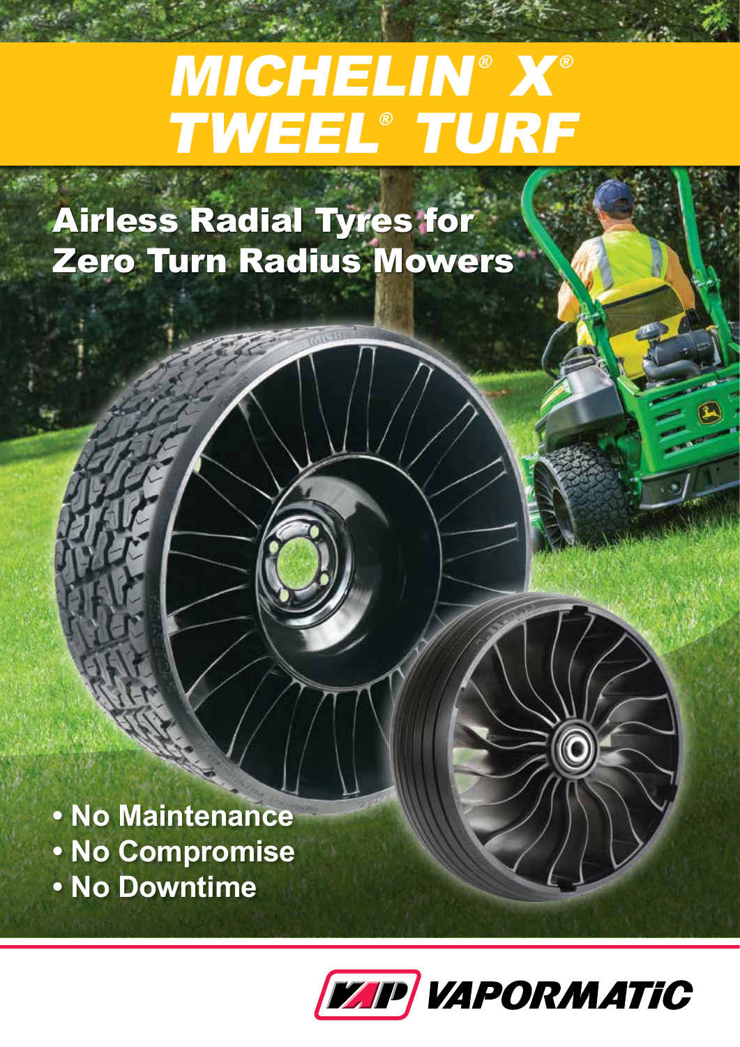# MICHELIN® X® TWEEL® TURF

## Airless Radial Tyres for Zero Turn Radius Mowers

- No Maintenance
- No Compromise
- No Downtime

VAPORMATIC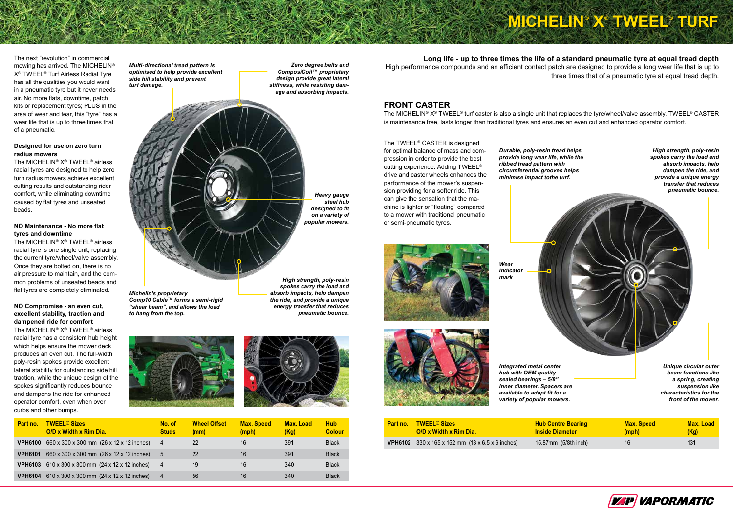# MICHELIN® X® TWEEL® TURF

The next "revolution" in commercial mowing has arrived. The MICHELIN® X® TWEEL® Turf Airless Radial Tyre has all the qualities you would want in a pneumatic tyre but it never needs air. No more flats, downtime, patch kits or replacement tyres; PLUS in the area of wear and tear, this "tyre" has a wear life that is up to three times that of a pneumatic.

**Designed for use on zero turn radius mowers**
The MICHELIN® X® TWEEL® airless radial tyres are designed to help zero turn radius mowers achieve excellent cutting results and outstanding rider comfort, while eliminating downtime caused by flat tyres and unseated beads.

**NO Maintenance - No more flat tyres and downtime**
The MICHELIN® X® TWEEL® airless radial tyre is one single unit, replacing the current tyre/wheel/valve assembly. Once they are bolted on, there is no air pressure to maintain, and the common problems of unseated beads and flat tyres are completely eliminated.

**NO Compromise - an even cut, excellent stability, traction and dampened ride for comfort**
The MICHELIN® X® TWEEL® airless radial tyre has a consistent hub height which helps ensure the mower deck produces an even cut. The full-width poly-resin spokes provide excellent lateral stability for outstanding side hill traction, while the unique design of the spokes significantly reduces bounce and dampens the ride for enhanced operator comfort, even when over curbs and other bumps.

*Multi-directional tread pattern is optimised to help provide excellent side hill stability and prevent turf damage.*

*Zero degree belts and CompositCoil™ proprietary design provide great lateral stiffness, while resisting damage and absorbing impacts.*

*Heavy gauge steel hub designed to fit on a variety of popular mowers.*

*High strength, poly-resin spokes carry the load and absorb impacts, help dampen the ride, and provide a unique energy transfer that reduces pneumatic bounce.*

*Michelin's proprietary Comp10 Cable™ forms a semi-rigid "shear beam", and allows the load to hang from the top.*

| Part no. | TWEEL® Sizes O/D x Width x Rim Dia. | No. of Studs | Wheel Offset (mm) | Max. Speed (mph) | Max. Load (Kg) | Hub Colour |
|---|---|---|---|---|---|---|
| VPH6100 | 660 x 300 x 300 mm (26 x 12 x 12 inches) | 4 | 22 | 16 | 391 | Black |
| VPH6101 | 660 x 300 x 300 mm (26 x 12 x 12 inches) | 5 | 22 | 16 | 391 | Black |
| VPH6103 | 610 x 300 x 300 mm (24 x 12 x 12 inches) | 4 | 19 | 16 | 340 | Black |
| VPH6104 | 610 x 300 x 300 mm (24 x 12 x 12 inches) | 4 | 56 | 16 | 340 | Black |

**Long life - up to three times the life of a standard pneumatic tyre at equal tread depth**
High performance compounds and an efficient contact patch are designed to provide a long wear life that is up to three times that of a pneumatic tyre at equal tread depth.

## FRONT CASTER

The MICHELIN® X® TWEEL® turf caster is also a single unit that replaces the tyre/wheel/valve assembly. TWEEL® CASTER is maintenance free, lasts longer than traditional tyres and ensures an even cut and enhanced operator comfort.

The TWEEL® CASTER is designed for optimal balance of mass and compression in order to provide the best cutting experience. Adding TWEEL® drive and caster wheels enhances the performance of the mower's suspension providing for a softer ride. This can give the sensation that the machine is lighter or "floating" compared to a mower with traditional pneumatic or semi-pneumatic tyres.

*Durable, poly-resin tread helps provide long wear life, while the ribbed tread pattern with circumferential grooves helps minimise impact tothe turf.*

*High strength, poly-resin spokes carry the load and absorb impacts, help dampen the ride, and provide a unique energy transfer that reduces pneumatic bounce.*

*Wear Indicator mark*

*Integrated metal center hub with OEM quality sealed bearings – 5/8" inner diameter. Spacers are available to adapt fit for a variety of popular mowers.*

*Unique circular outer beam functions like a spring, creating suspension like characteristics for the front of the mower.*

| Part no. | TWEEL® Sizes O/D x Width x Rim Dia. | Hub Centre Bearing Inside Diameter | Max. Speed (mph) | Max. Load (Kg) |
|---|---|---|---|---|
| VPH6102 | 330 x 165 x 152 mm (13 x 6.5 x 6 inches) | 15.87mm (5/8th inch) | 16 | 131 |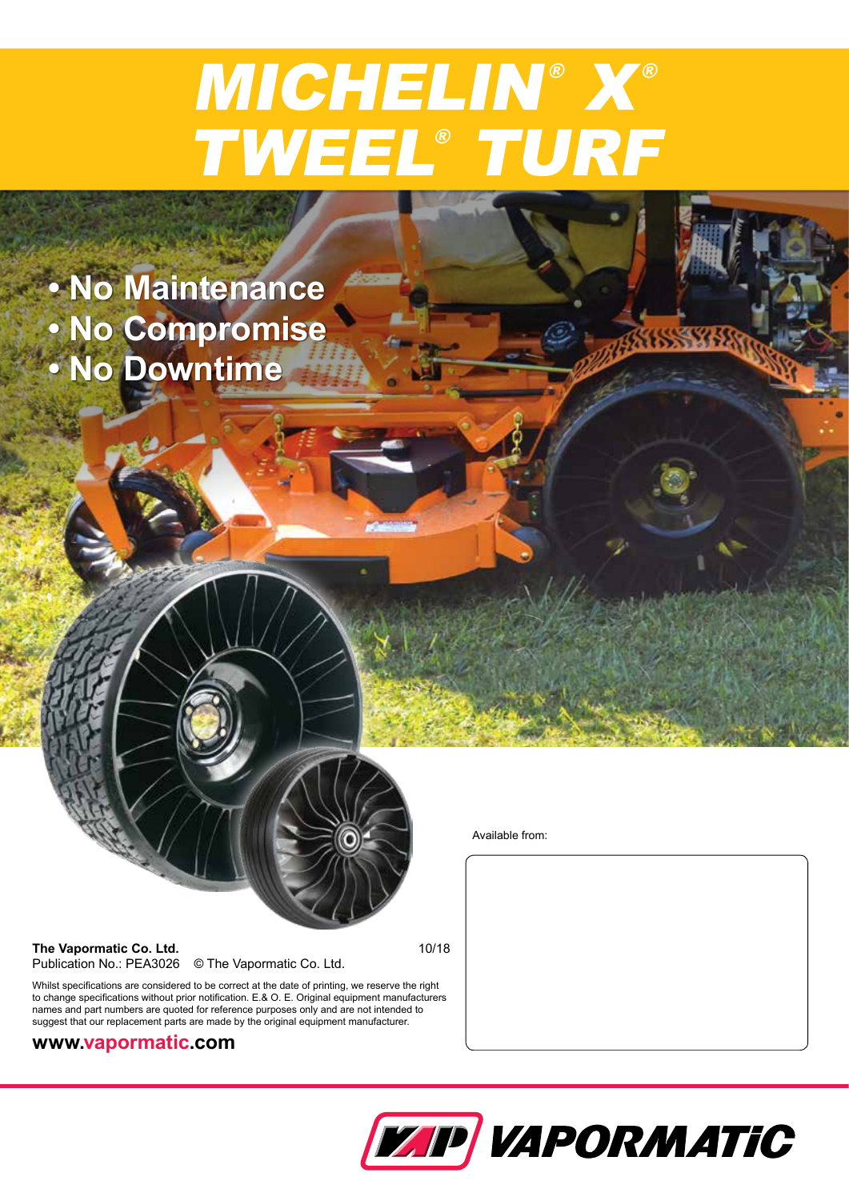# MICHELIN® X® TWEEL® TURF

- No Maintenance
- No Compromise
- No Downtime

Available from:

**The Vapormatic Co. Ltd.**
Publication No.: PEA3026 © The Vapormatic Co. Ltd.

10/18

Whilst specifications are considered to be correct at the date of printing, we reserve the right to change specifications without prior notification. E.& O. E. Original equipment manufacturers names and part numbers are quoted for reference purposes only and are not intended to suggest that our replacement parts are made by the original equipment manufacturer.

**www.vapormatic.com**

VAPORMATIC